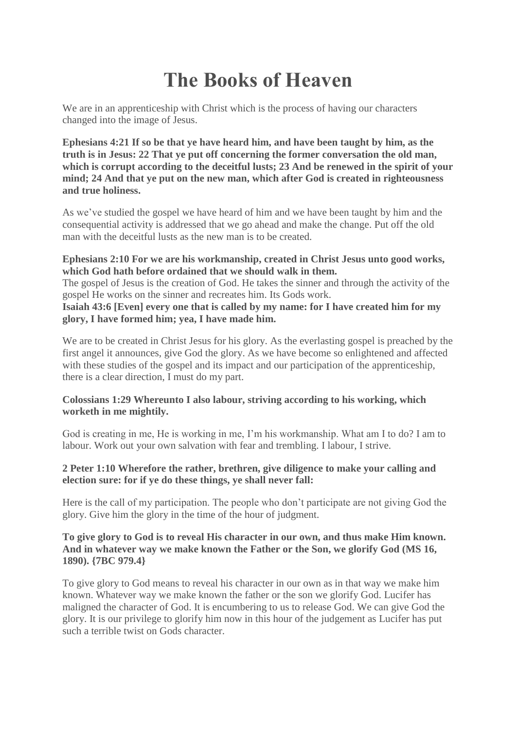# The Books of Heaven

We are in an apprenticeship with Christ which is the process of having our characters changed into the image of Jesus.

**Ephesians 4:21 If so be that ye have heard him, and have been taught by him, as the truth is in Jesus: 22 That ye put off concerning the former conversation the old man, which is corrupt according to the deceitful lusts; 23 And be renewed in the spirit of your mind; 24 And that ye put on the new man, which after God is created in righteousness and true holiness.**

As we've studied the gospel we have heard of him and we have been taught by him and the consequential activity is addressed that we go ahead and make the change. Put off the old man with the deceitful lusts as the new man is to be created.

**Ephesians 2:10 For we are his workmanship, created in Christ Jesus unto good works, which God hath before ordained that we should walk in them.**

The gospel of Jesus is the creation of God. He takes the sinner and through the activity of the gospel He works on the sinner and recreates him. Its Gods work.

**Isaiah 43:6 [Even] every one that is called by my name: for I have created him for my glory, I have formed him; yea, I have made him.**

We are to be created in Christ Jesus for his glory. As the everlasting gospel is preached by the first angel it announces, give God the glory. As we have become so enlightened and affected with these studies of the gospel and its impact and our participation of the apprenticeship, there is a clear direction, I must do my part.

**Colossians 1:29 Whereunto I also labour, striving according to his working, which worketh in me mightily.**

God is creating in me, He is working in me, I'm his workmanship. What am I to do? I am to labour. Work out your own salvation with fear and trembling. I labour, I strive.

**2 Peter 1:10 Wherefore the rather, brethren, give diligence to make your calling and election sure: for if ye do these things, ye shall never fall:**

Here is the call of my participation. The people who don't participate are not giving God the glory. Give him the glory in the time of the hour of judgment.

**To give glory to God is to reveal His character in our own, and thus make Him known. And in whatever way we make known the Father or the Son, we glorify God (MS 16, 1890). {7BC 979.4}**

To give glory to God means to reveal his character in our own as in that way we make him known. Whatever way we make known the father or the son we glorify God. Lucifer has maligned the character of God. It is encumbering to us to release God. We can give God the glory. It is our privilege to glorify him now in this hour of the judgement as Lucifer has put such a terrible twist on Gods character.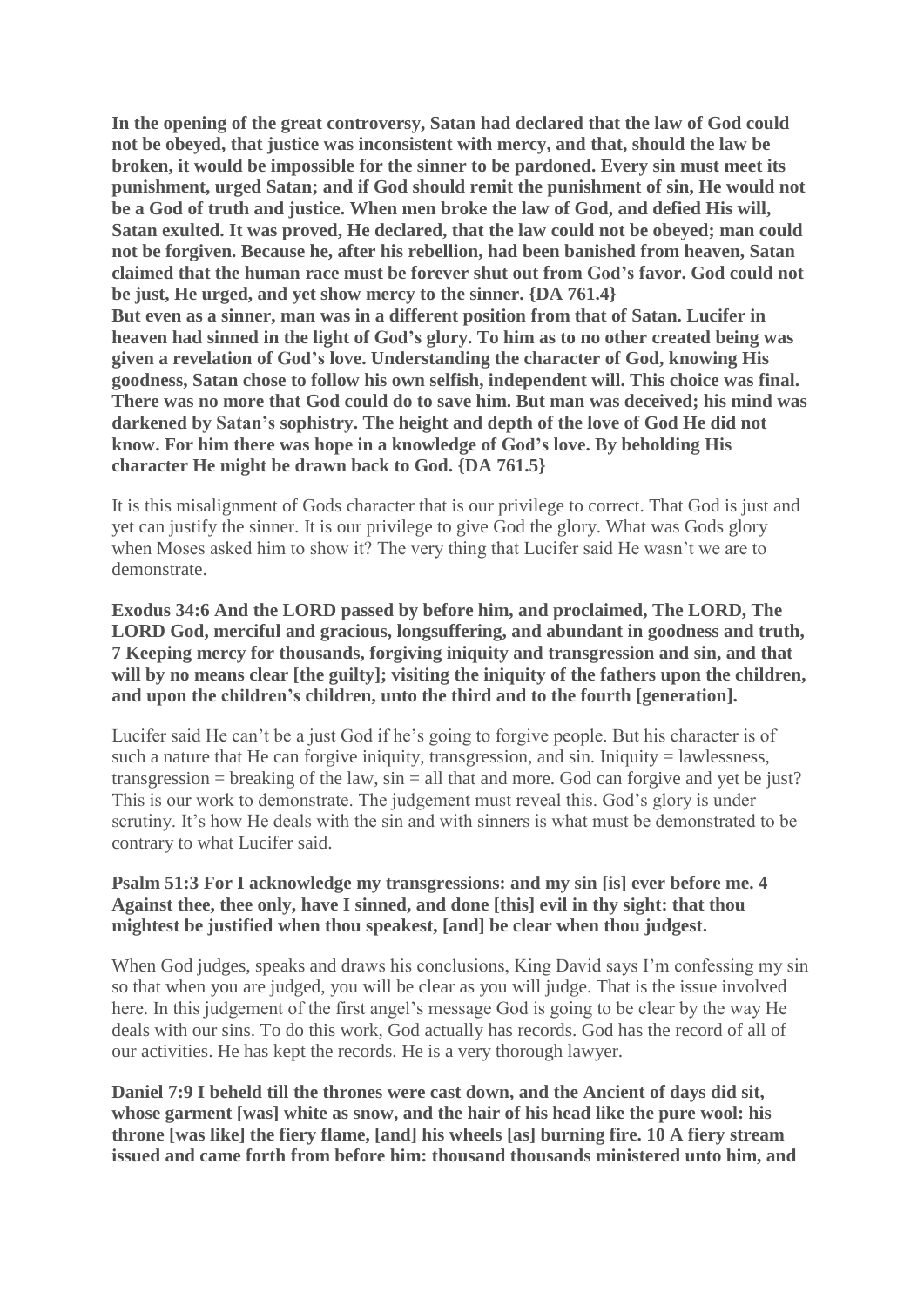**In the opening of the great controversy, Satan had declared that the law of God could not be obeyed, that justice was inconsistent with mercy, and that, should the law be broken, it would be impossible for the sinner to be pardoned. Every sin must meet its punishment, urged Satan; and if God should remit the punishment of sin, He would not be a God of truth and justice. When men broke the law of God, and defied His will, Satan exulted. It was proved, He declared, that the law could not be obeyed; man could not be forgiven. Because he, after his rebellion, had been banished from heaven, Satan claimed that the human race must be forever shut out from God's favor. God could not be just, He urged, and yet show mercy to the sinner. {DA 761.4}**

**But even as a sinner, man was in a different position from that of Satan. Lucifer in heaven had sinned in the light of God's glory. To him as to no other created being was given a revelation of God's love. Understanding the character of God, knowing His goodness, Satan chose to follow his own selfish, independent will. This choice was final. There was no more that God could do to save him. But man was deceived; his mind was darkened by Satan's sophistry. The height and depth of the love of God He did not know. For him there was hope in a knowledge of God's love. By beholding His character He might be drawn back to God. {DA 761.5}**

It is this misalignment of Gods character that is our privilege to correct. That God is just and yet can justify the sinner. It is our privilege to give God the glory. What was Gods glory when Moses asked him to show it? The very thing that Lucifer said He wasn't we are to demonstrate.

**Exodus 34:6 And the LORD passed by before him, and proclaimed, The LORD, The LORD God, merciful and gracious, longsuffering, and abundant in goodness and truth, 7 Keeping mercy for thousands, forgiving iniquity and transgression and sin, and that will by no means clear [the guilty]; visiting the iniquity of the fathers upon the children, and upon the children's children, unto the third and to the fourth [generation].**

Lucifer said He can't be a just God if he's going to forgive people. But his character is of such a nature that He can forgive iniquity, transgression, and sin. Iniquity = lawlessness, transgression = breaking of the law, sin = all that and more. God can forgive and yet be just? This is our work to demonstrate. The judgement must reveal this. God's glory is under scrutiny. It's how He deals with the sin and with sinners is what must be demonstrated to be contrary to what Lucifer said.

**Psalm 51:3 For I acknowledge my transgressions: and my sin [is] ever before me. 4 Against thee, thee only, have I sinned, and done [this] evil in thy sight: that thou mightest be justified when thou speakest, [and] be clear when thou judgest.**

When God judges, speaks and draws his conclusions, King David says I'm confessing my sin so that when you are judged, you will be clear as you will judge. That is the issue involved here. In this judgement of the first angel's message God is going to be clear by the way He deals with our sins. To do this work, God actually has records. God has the record of all of our activities. He has kept the records. He is a very thorough lawyer.

**Daniel 7:9 I beheld till the thrones were cast down, and the Ancient of days did sit, whose garment [was] white as snow, and the hair of his head like the pure wool: his throne [was like] the fiery flame, [and] his wheels [as] burning fire. 10 A fiery stream issued and came forth from before him: thousand thousands ministered unto him, and**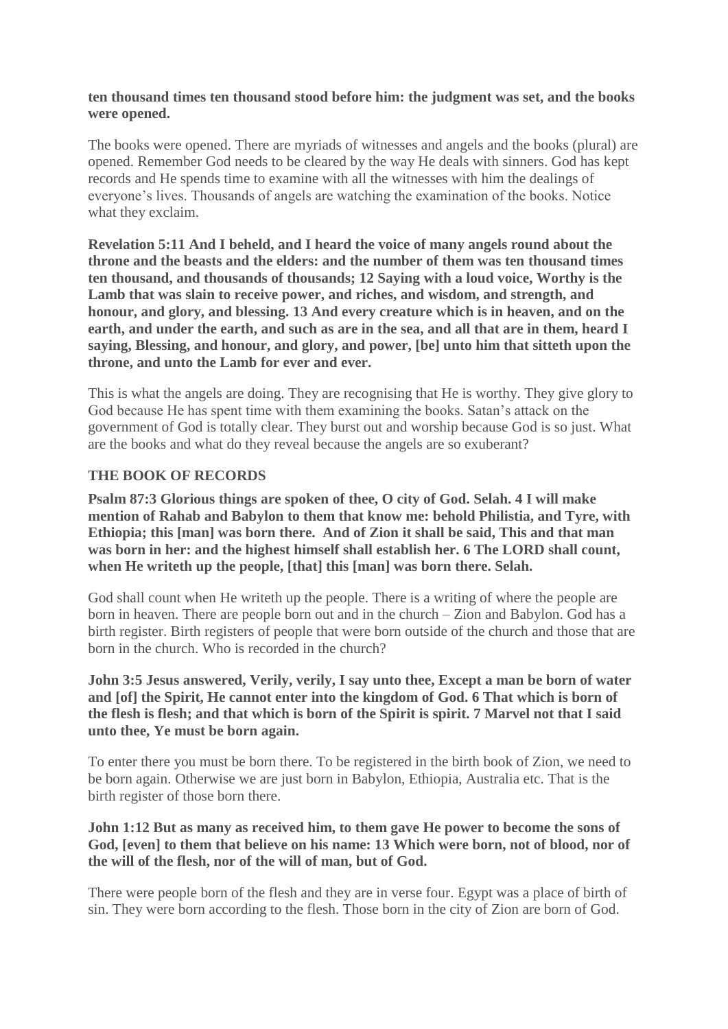**ten thousand times ten thousand stood before him: the judgment was set, and the books were opened.**

The books were opened. There are myriads of witnesses and angels and the books (plural) are opened. Remember God needs to be cleared by the way He deals with sinners. God has kept records and He spends time to examine with all the witnesses with him the dealings of everyone's lives. Thousands of angels are watching the examination of the books. Notice what they exclaim.

**Revelation 5:11 And I beheld, and I heard the voice of many angels round about the throne and the beasts and the elders: and the number of them was ten thousand times ten thousand, and thousands of thousands; 12 Saying with a loud voice, Worthy is the Lamb that was slain to receive power, and riches, and wisdom, and strength, and honour, and glory, and blessing. 13 And every creature which is in heaven, and on the earth, and under the earth, and such as are in the sea, and all that are in them, heard I saying, Blessing, and honour, and glory, and power, [be] unto him that sitteth upon the throne, and unto the Lamb for ever and ever.**

This is what the angels are doing. They are recognising that He is worthy. They give glory to God because He has spent time with them examining the books. Satan's attack on the government of God is totally clear. They burst out and worship because God is so just. What are the books and what do they reveal because the angels are so exuberant?

### THE BOOK OF RECORDS

**Psalm 87:3 Glorious things are spoken of thee, O city of God. Selah. 4 I will make mention of Rahab and Babylon to them that know me: behold Philistia, and Tyre, with Ethiopia; this [man] was born there. And of Zion it shall be said, This and that man was born in her: and the highest himself shall establish her. 6 The LORD shall count, when He writeth up the people, [that] this [man] was born there. Selah.**

God shall count when He writeth up the people. There is a writing of where the people are born in heaven. There are people born out and in the church – Zion and Babylon. God has a birth register. Birth registers of people that were born outside of the church and those that are born in the church. Who is recorded in the church?

**John 3:5 Jesus answered, Verily, verily, I say unto thee, Except a man be born of water and [of] the Spirit, He cannot enter into the kingdom of God. 6 That which is born of the flesh is flesh; and that which is born of the Spirit is spirit. 7 Marvel not that I said unto thee, Ye must be born again.**

To enter there you must be born there. To be registered in the birth book of Zion, we need to be born again. Otherwise we are just born in Babylon, Ethiopia, Australia etc. That is the birth register of those born there.

**John 1:12 But as many as received him, to them gave He power to become the sons of God, [even] to them that believe on his name: 13 Which were born, not of blood, nor of the will of the flesh, nor of the will of man, but of God.**

There were people born of the flesh and they are in verse four. Egypt was a place of birth of sin. They were born according to the flesh. Those born in the city of Zion are born of God.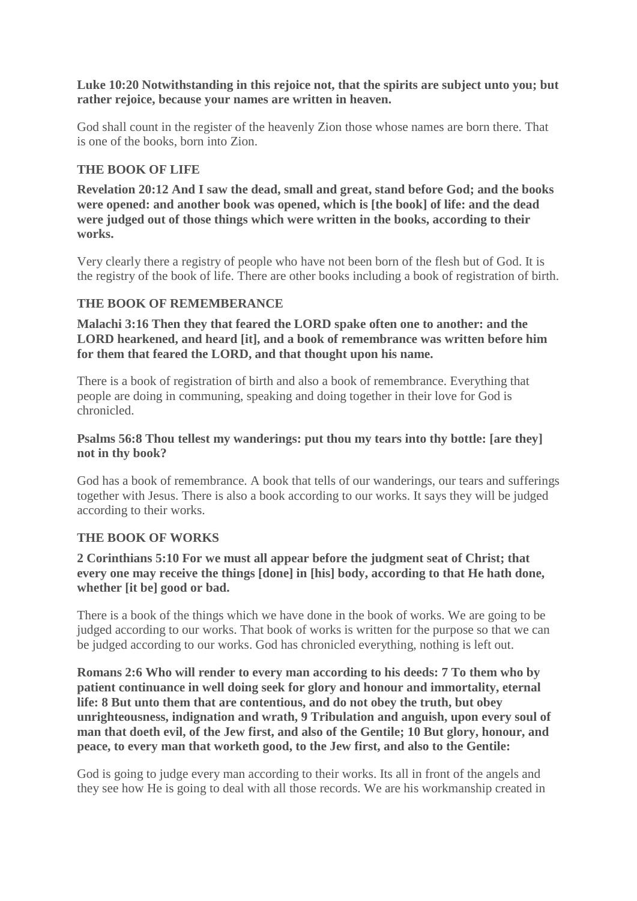**Luke 10:20 Notwithstanding in this rejoice not, that the spirits are subject unto you; but rather rejoice, because your names are written in heaven.**

God shall count in the register of the heavenly Zion those whose names are born there. That is one of the books, born into Zion.

### THE BOOK OF LIFE

**Revelation 20:12 And I saw the dead, small and great, stand before God; and the books were opened: and another book was opened, which is [the book] of life: and the dead were judged out of those things which were written in the books, according to their works.**

Very clearly there a registry of people who have not been born of the flesh but of God. It is the registry of the book of life. There are other books including a book of registration of birth.

### THE BOOK OF REMEMBERANCE

**Malachi 3:16 Then they that feared the LORD spake often one to another: and the LORD hearkened, and heard [it], and a book of remembrance was written before him for them that feared the LORD, and that thought upon his name.**

There is a book of registration of birth and also a book of remembrance. Everything that people are doing in communing, speaking and doing together in their love for God is chronicled.

**Psalms 56:8 Thou tellest my wanderings: put thou my tears into thy bottle: [are they] not in thy book?**

God has a book of remembrance. A book that tells of our wanderings, our tears and sufferings together with Jesus. There is also a book according to our works. It says they will be judged according to their works.

### THE BOOK OF WORKS

**2 Corinthians 5:10 For we must all appear before the judgment seat of Christ; that every one may receive the things [done] in [his] body, according to that He hath done, whether [it be] good or bad.**

There is a book of the things which we have done in the book of works. We are going to be judged according to our works. That book of works is written for the purpose so that we can be judged according to our works. God has chronicled everything, nothing is left out.

**Romans 2:6 Who will render to every man according to his deeds: 7 To them who by patient continuance in well doing seek for glory and honour and immortality, eternal life: 8 But unto them that are contentious, and do not obey the truth, but obey unrighteousness, indignation and wrath, 9 Tribulation and anguish, upon every soul of man that doeth evil, of the Jew first, and also of the Gentile; 10 But glory, honour, and peace, to every man that worketh good, to the Jew first, and also to the Gentile:**

God is going to judge every man according to their works. Its all in front of the angels and they see how He is going to deal with all those records. We are his workmanship created in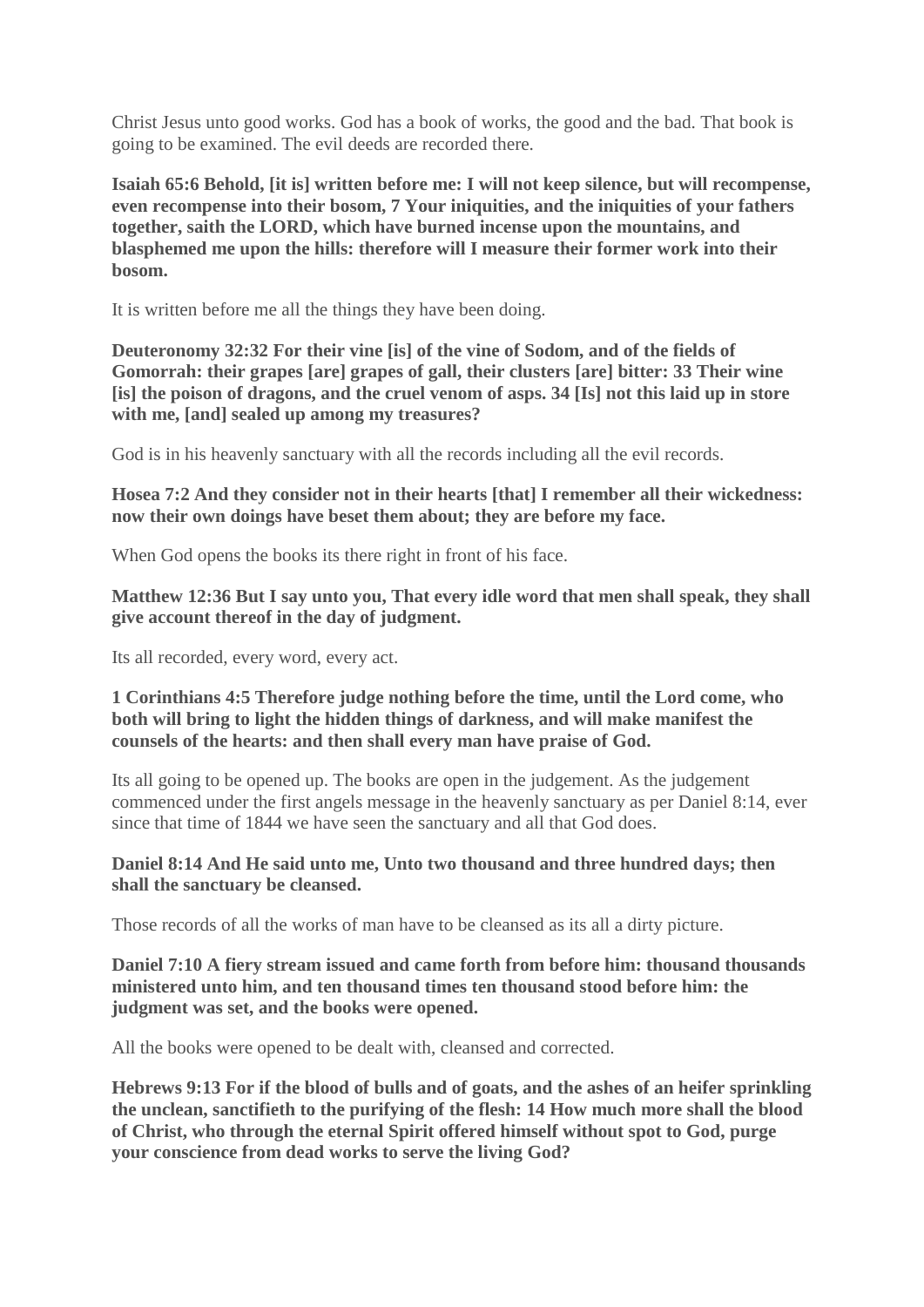Christ Jesus unto good works. God has a book of works, the good and the bad. That book is going to be examined. The evil deeds are recorded there.

**Isaiah 65:6 Behold, [it is] written before me: I will not keep silence, but will recompense, even recompense into their bosom, 7 Your iniquities, and the iniquities of your fathers together, saith the LORD, which have burned incense upon the mountains, and blasphemed me upon the hills: therefore will I measure their former work into their bosom.**

It is written before me all the things they have been doing.

**Deuteronomy 32:32 For their vine [is] of the vine of Sodom, and of the fields of Gomorrah: their grapes [are] grapes of gall, their clusters [are] bitter: 33 Their wine [is] the poison of dragons, and the cruel venom of asps. 34 [Is] not this laid up in store with me, [and] sealed up among my treasures?**

God is in his heavenly sanctuary with all the records including all the evil records.

**Hosea 7:2 And they consider not in their hearts [that] I remember all their wickedness: now their own doings have beset them about; they are before my face.**

When God opens the books its there right in front of his face.

**Matthew 12:36 But I say unto you, That every idle word that men shall speak, they shall give account thereof in the day of judgment.**

Its all recorded, every word, every act.

**1 Corinthians 4:5 Therefore judge nothing before the time, until the Lord come, who both will bring to light the hidden things of darkness, and will make manifest the counsels of the hearts: and then shall every man have praise of God.**

Its all going to be opened up. The books are open in the judgement. As the judgement commenced under the first angels message in the heavenly sanctuary as per Daniel 8:14, ever since that time of 1844 we have seen the sanctuary and all that God does.

**Daniel 8:14 And He said unto me, Unto two thousand and three hundred days; then shall the sanctuary be cleansed.**

Those records of all the works of man have to be cleansed as its all a dirty picture.

**Daniel 7:10 A fiery stream issued and came forth from before him: thousand thousands ministered unto him, and ten thousand times ten thousand stood before him: the judgment was set, and the books were opened.**

All the books were opened to be dealt with, cleansed and corrected.

**Hebrews 9:13 For if the blood of bulls and of goats, and the ashes of an heifer sprinkling the unclean, sanctifieth to the purifying of the flesh: 14 How much more shall the blood of Christ, who through the eternal Spirit offered himself without spot to God, purge your conscience from dead works to serve the living God?**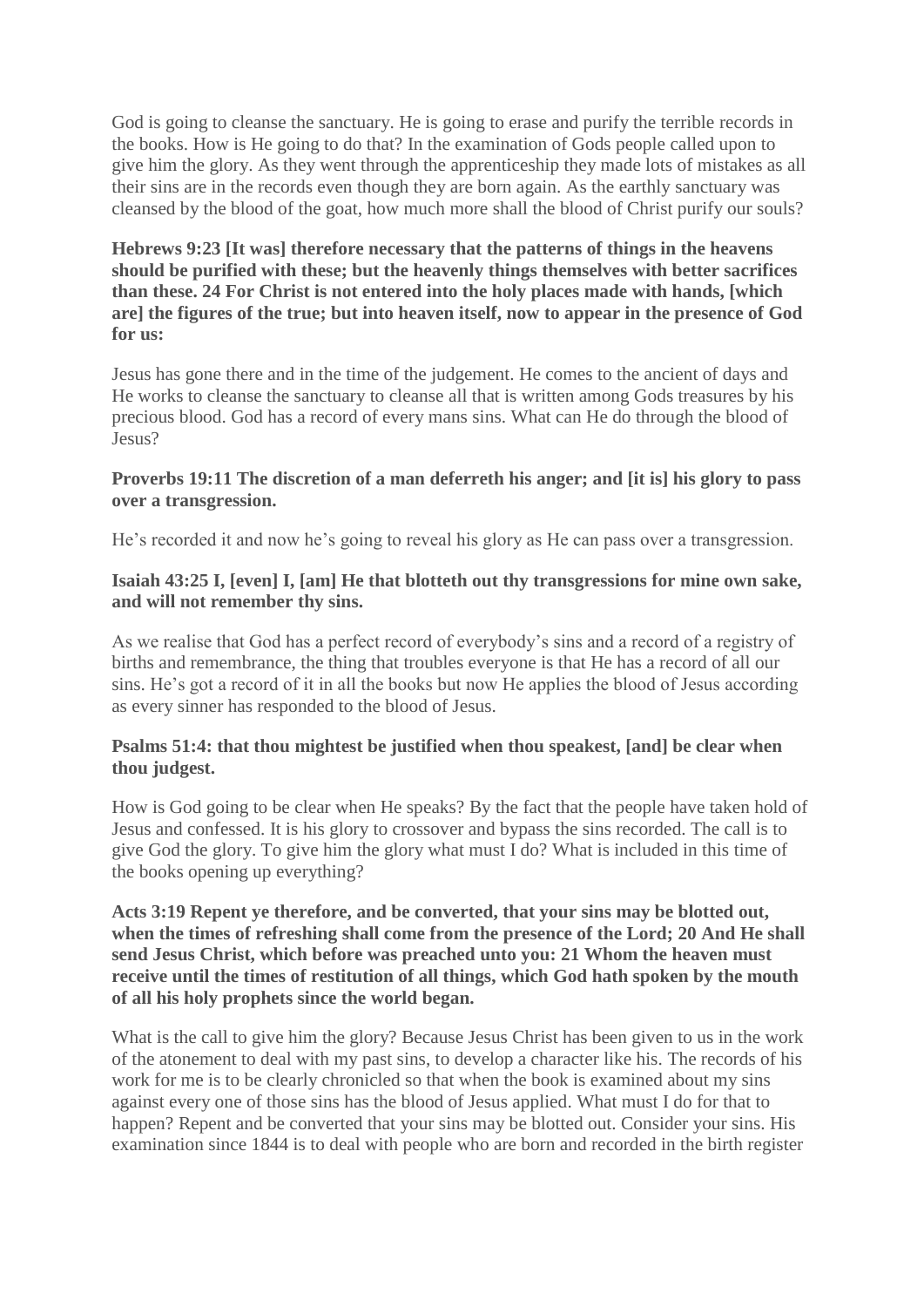God is going to cleanse the sanctuary. He is going to erase and purify the terrible records in the books. How is He going to do that? In the examination of Gods people called upon to give him the glory. As they went through the apprenticeship they made lots of mistakes as all their sins are in the records even though they are born again. As the earthly sanctuary was cleansed by the blood of the goat, how much more shall the blood of Christ purify our souls?

**Hebrews 9:23 [It was] therefore necessary that the patterns of things in the heavens should be purified with these; but the heavenly things themselves with better sacrifices than these. 24 For Christ is not entered into the holy places made with hands, [which are] the figures of the true; but into heaven itself, now to appear in the presence of God for us:**

Jesus has gone there and in the time of the judgement. He comes to the ancient of days and He works to cleanse the sanctuary to cleanse all that is written among Gods treasures by his precious blood. God has a record of every mans sins. What can He do through the blood of Jesus?

**Proverbs 19:11 The discretion of a man deferreth his anger; and [it is] his glory to pass over a transgression.**

He's recorded it and now he's going to reveal his glory as He can pass over a transgression.

**Isaiah 43:25 I, [even] I, [am] He that blotteth out thy transgressions for mine own sake, and will not remember thy sins.**

As we realise that God has a perfect record of everybody's sins and a record of a registry of births and remembrance, the thing that troubles everyone is that He has a record of all our sins. He's got a record of it in all the books but now He applies the blood of Jesus according as every sinner has responded to the blood of Jesus.

**Psalms 51:4: that thou mightest be justified when thou speakest, [and] be clear when thou judgest.**

How is God going to be clear when He speaks? By the fact that the people have taken hold of Jesus and confessed. It is his glory to crossover and bypass the sins recorded. The call is to give God the glory. To give him the glory what must I do? What is included in this time of the books opening up everything?

**Acts 3:19 Repent ye therefore, and be converted, that your sins may be blotted out, when the times of refreshing shall come from the presence of the Lord; 20 And He shall send Jesus Christ, which before was preached unto you: 21 Whom the heaven must receive until the times of restitution of all things, which God hath spoken by the mouth of all his holy prophets since the world began.**

What is the call to give him the glory? Because Jesus Christ has been given to us in the work of the atonement to deal with my past sins, to develop a character like his. The records of his work for me is to be clearly chronicled so that when the book is examined about my sins against every one of those sins has the blood of Jesus applied. What must I do for that to happen? Repent and be converted that your sins may be blotted out. Consider your sins. His examination since 1844 is to deal with people who are born and recorded in the birth register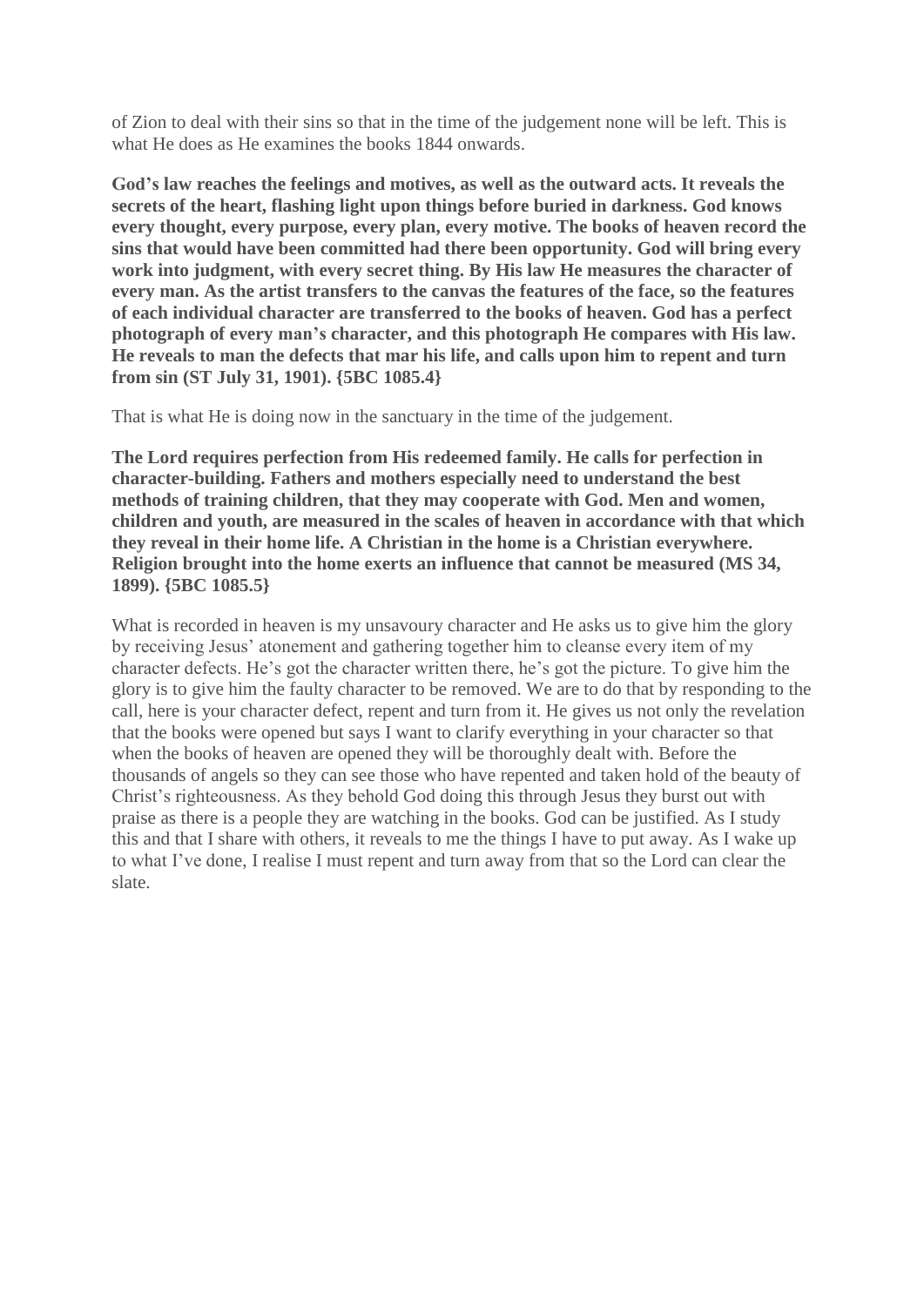of Zion to deal with their sins so that in the time of the judgement none will be left. This is what He does as He examines the books 1844 onwards.

**God's law reaches the feelings and motives, as well as the outward acts. It reveals the secrets of the heart, flashing light upon things before buried in darkness. God knows every thought, every purpose, every plan, every motive. The books of heaven record the sins that would have been committed had there been opportunity. God will bring every work into judgment, with every secret thing. By His law He measures the character of every man. As the artist transfers to the canvas the features of the face, so the features of each individual character are transferred to the books of heaven. God has a perfect photograph of every man's character, and this photograph He compares with His law. He reveals to man the defects that mar his life, and calls upon him to repent and turn from sin (ST July 31, 1901). {5BC 1085.4}**

That is what He is doing now in the sanctuary in the time of the judgement.

**The Lord requires perfection from His redeemed family. He calls for perfection in character-building. Fathers and mothers especially need to understand the best methods of training children, that they may cooperate with God. Men and women, children and youth, are measured in the scales of heaven in accordance with that which they reveal in their home life. A Christian in the home is a Christian everywhere. Religion brought into the home exerts an influence that cannot be measured (MS 34, 1899). {5BC 1085.5}**

What is recorded in heaven is my unsavoury character and He asks us to give him the glory by receiving Jesus' atonement and gathering together him to cleanse every item of my character defects. He's got the character written there, he's got the picture. To give him the glory is to give him the faulty character to be removed. We are to do that by responding to the call, here is your character defect, repent and turn from it. He gives us not only the revelation that the books were opened but says I want to clarify everything in your character so that when the books of heaven are opened they will be thoroughly dealt with. Before the thousands of angels so they can see those who have repented and taken hold of the beauty of Christ's righteousness. As they behold God doing this through Jesus they burst out with praise as there is a people they are watching in the books. God can be justified. As I study this and that I share with others, it reveals to me the things I have to put away. As I wake up to what I've done, I realise I must repent and turn away from that so the Lord can clear the slate.